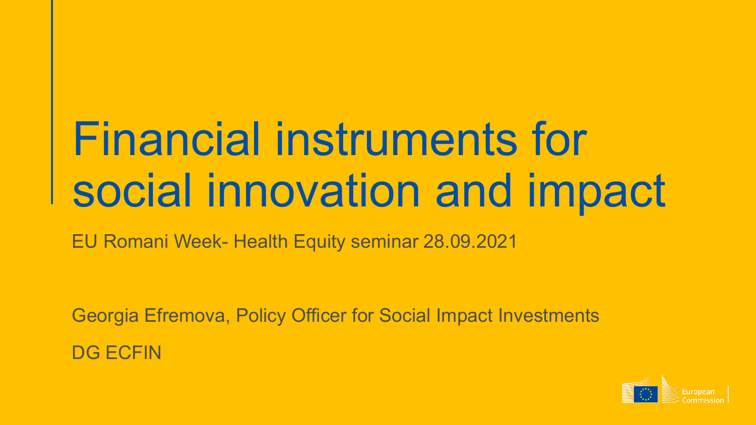# Financial instruments for social innovation and impact

EU Romani Week- Health Equity seminar 28.09.2021

Georgia Efremova, Policy Officer for Social Impact Investments

DG ECFIN

European Commission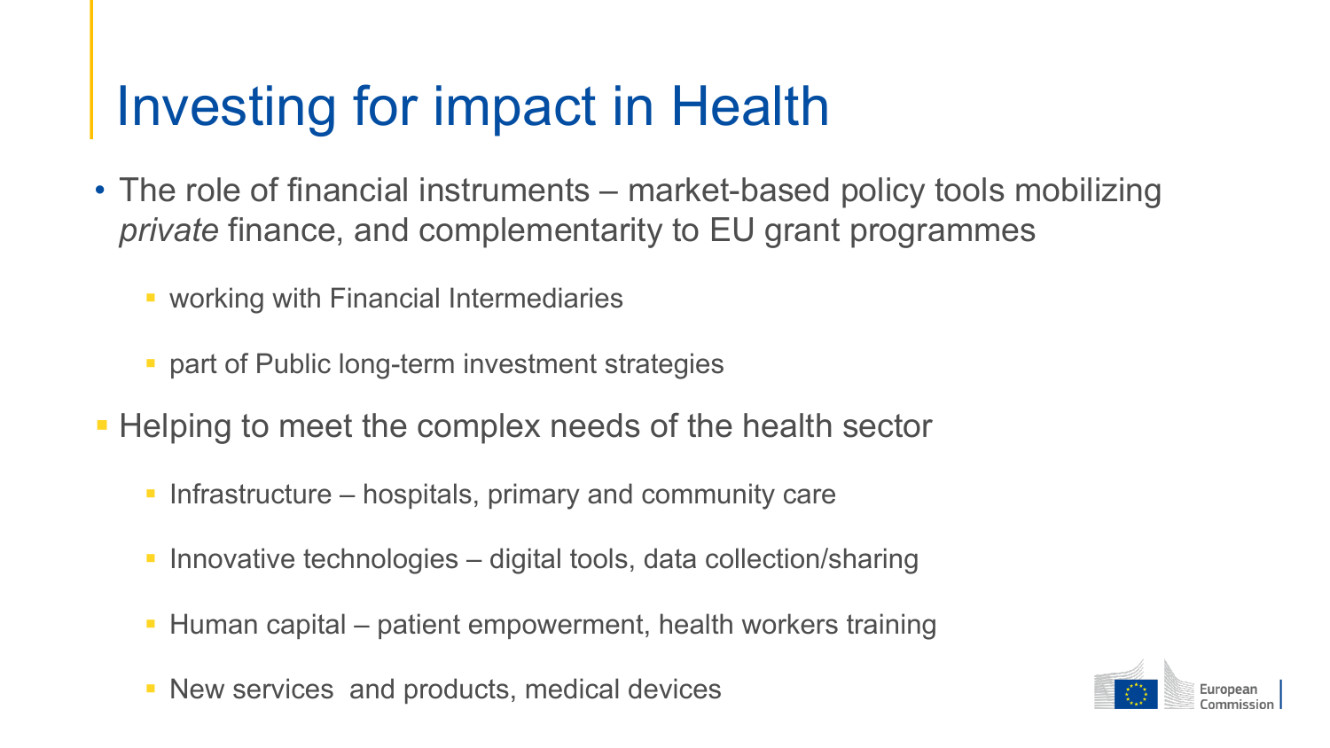# Investing for impact in Health

- The role of financial instruments – market-based policy tools mobilizing *private* finance, and complementarity to EU grant programmes
  - working with Financial Intermediaries
  - part of Public long-term investment strategies
- Helping to meet the complex needs of the health sector
  - Infrastructure – hospitals, primary and community care
  - Innovative technologies – digital tools, data collection/sharing
  - Human capital – patient empowerment, health workers training
  - New services  and products, medical devices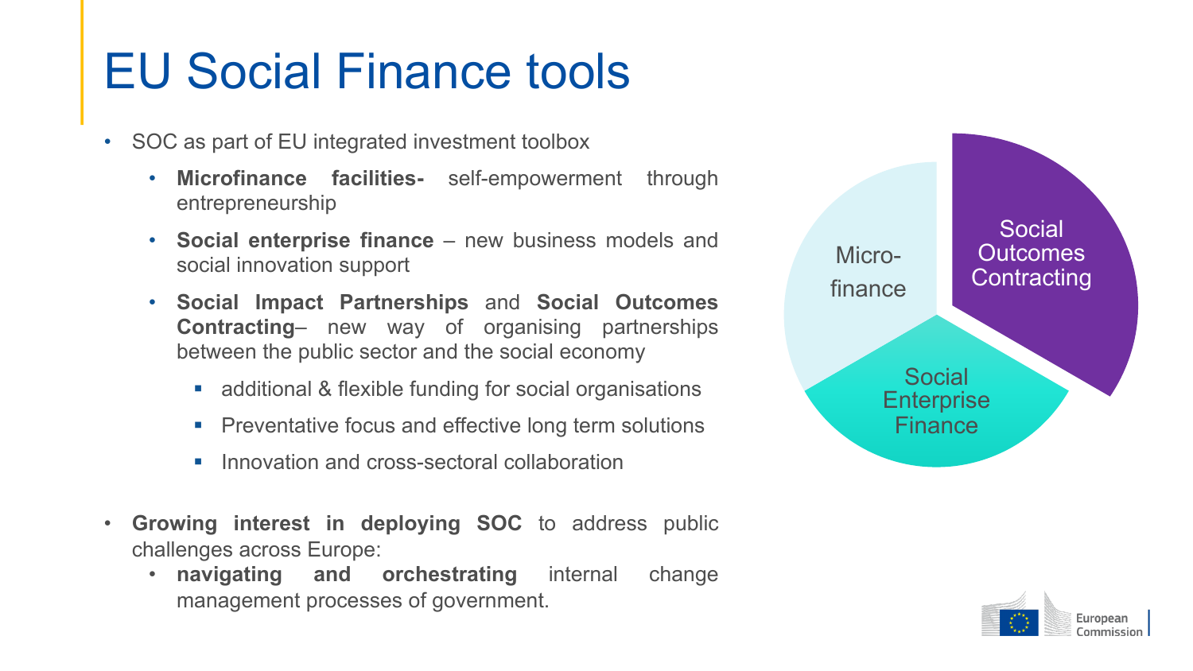# EU Social Finance tools

- SOC as part of EU integrated investment toolbox
  - **Microfinance facilities-** self-empowerment through entrepreneurship
  - **Social enterprise finance** – new business models and social innovation support
  - **Social Impact Partnerships** and **Social Outcomes Contracting**– new way of organising partnerships between the public sector and the social economy
    - additional & flexible funding for social organisations
    - Preventative focus and effective long term solutions
    - Innovation and cross-sectoral collaboration
- **Growing interest in deploying SOC** to address public challenges across Europe:
  - **navigating and orchestrating** internal change management processes of government.

Micro-finance

Social Outcomes Contracting

Social Enterprise Finance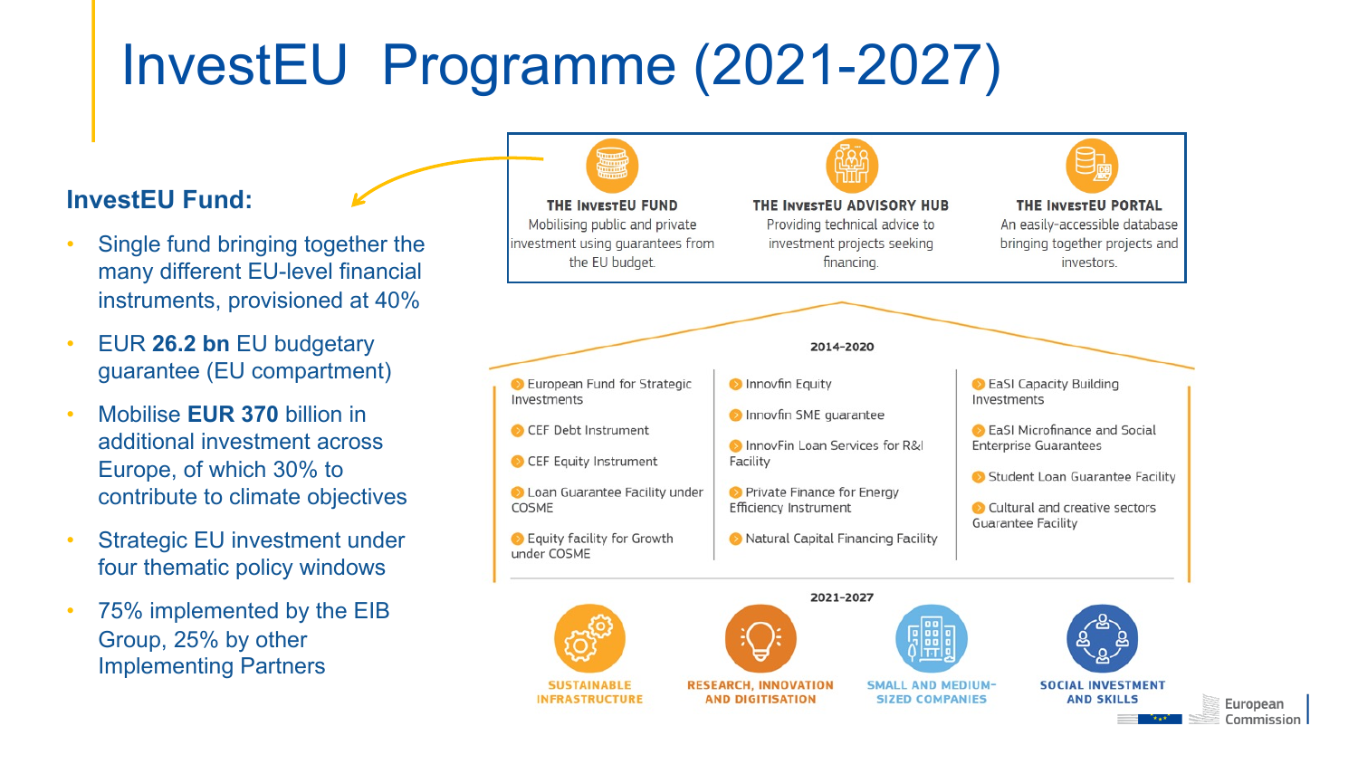# InvestEU Programme (2021-2027)

## InvestEU Fund:

- Single fund bringing together the many different EU-level financial instruments, provisioned at 40%
- EUR **26.2 bn** EU budgetary guarantee (EU compartment)
- Mobilise **EUR 370** billion in additional investment across Europe, of which 30% to contribute to climate objectives
- Strategic EU investment under four thematic policy windows
- 75% implemented by the EIB Group, 25% by other Implementing Partners

**THE INVESTEU FUND**
Mobilising public and private investment using guarantees from the EU budget.

**THE INVESTEU ADVISORY HUB**
Providing technical advice to investment projects seeking financing.

**THE INVESTEU PORTAL**
An easily-accessible database bringing together projects and investors.

**2014-2020**

- European Fund for Strategic Investments
- CEF Debt Instrument
- CEF Equity Instrument
- Loan Guarantee Facility under COSME
- Equity facility for Growth under COSME
- Innovfin Equity
- Innovfin SME guarantee
- InnovFin Loan Services for R&I Facility
- Private Finance for Energy Efficiency Instrument
- Natural Capital Financing Facility
- EaSI Capacity Building Investments
- EaSI Microfinance and Social Enterprise Guarantees
- Student Loan Guarantee Facility
- Cultural and creative sectors Guarantee Facility

**2021-2027**

- SUSTAINABLE INFRASTRUCTURE
- RESEARCH, INNOVATION AND DIGITISATION
- SMALL AND MEDIUM-SIZED COMPANIES
- SOCIAL INVESTMENT AND SKILLS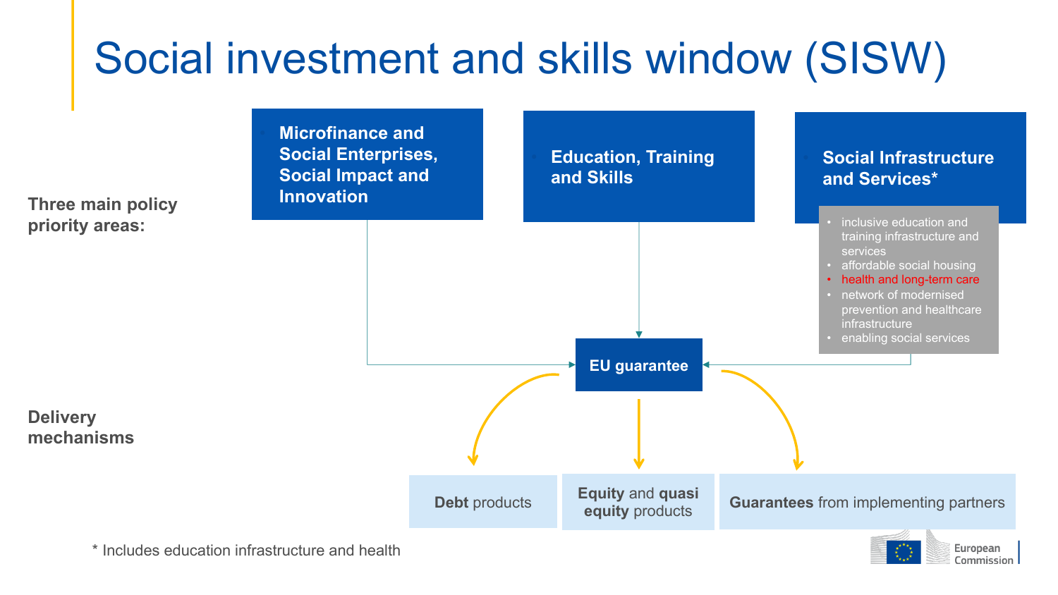# Social investment and skills window (SISW)

**Three main policy priority areas:**

- **Microfinance and Social Enterprises, Social Impact and Innovation**
- **Education, Training and Skills**
- **Social Infrastructure and Services***
  - inclusive education and training infrastructure and services
  - affordable social housing
  - health and long-term care
  - network of modernised prevention and healthcare infrastructure
  - enabling social services

**EU guarantee**

**Delivery mechanisms**

- **Debt** products
- **Equity** and **quasi equity** products
- **Guarantees** from implementing partners

\* Includes education infrastructure and health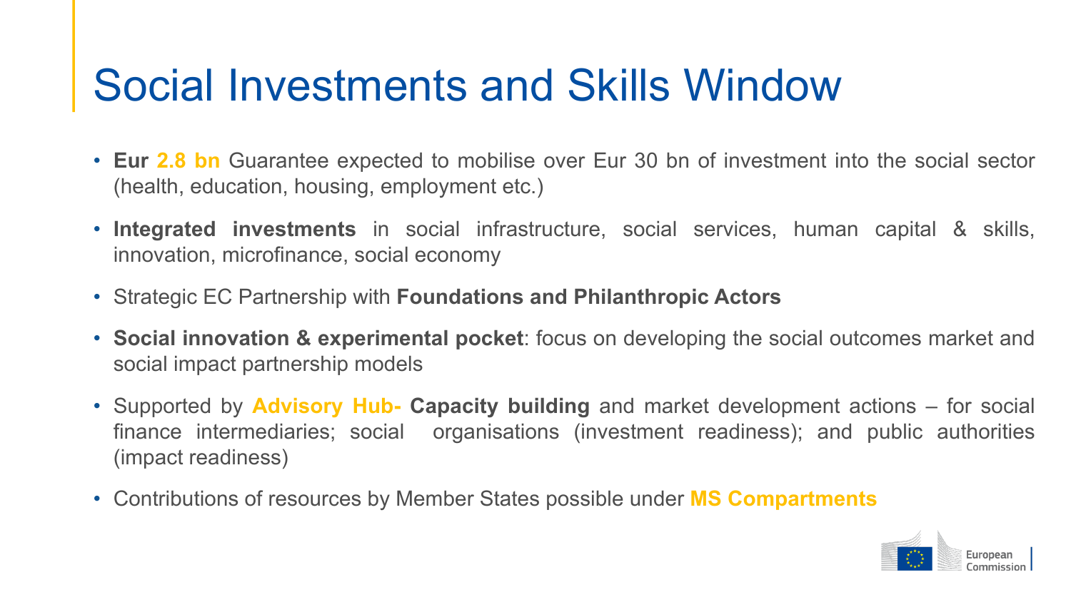# Social Investments and Skills Window

- **Eur 2.8 bn** Guarantee expected to mobilise over Eur 30 bn of investment into the social sector (health, education, housing, employment etc.)
- **Integrated investments** in social infrastructure, social services, human capital & skills, innovation, microfinance, social economy
- Strategic EC Partnership with **Foundations and Philanthropic Actors**
- **Social innovation & experimental pocket**: focus on developing the social outcomes market and social impact partnership models
- Supported by **Advisory Hub- Capacity building** and market development actions – for social finance intermediaries; social organisations (investment readiness); and public authorities (impact readiness)
- Contributions of resources by Member States possible under **MS Compartments**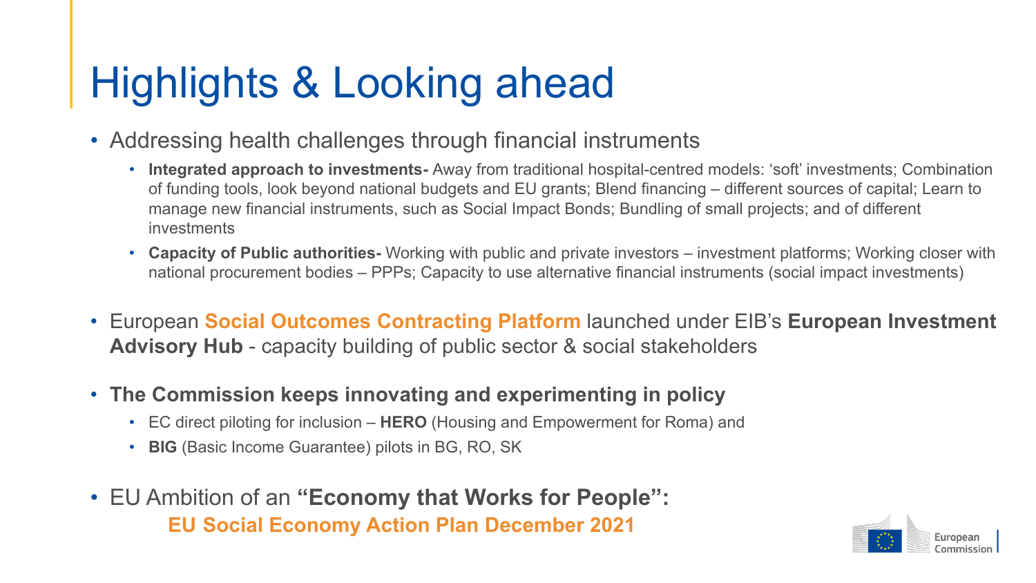# Highlights & Looking ahead

- Addressing health challenges through financial instruments
  - **Integrated approach to investments-** Away from traditional hospital-centred models: 'soft' investments; Combination of funding tools, look beyond national budgets and EU grants; Blend financing – different sources of capital; Learn to manage new financial instruments, such as Social Impact Bonds; Bundling of small projects; and of different investments
  - **Capacity of Public authorities-** Working with public and private investors – investment platforms; Working closer with national procurement bodies – PPPs; Capacity to use alternative financial instruments (social impact investments)

- European **Social Outcomes Contracting Platform** launched under EIB's **European Investment Advisory Hub** - capacity building of public sector & social stakeholders

- **The Commission keeps innovating and experimenting in policy**
  - EC direct piloting for inclusion – **HERO** (Housing and Empowerment for Roma) and
  - **BIG** (Basic Income Guarantee) pilots in BG, RO, SK

- EU Ambition of an **"Economy that Works for People":**
  **EU Social Economy Action Plan December 2021**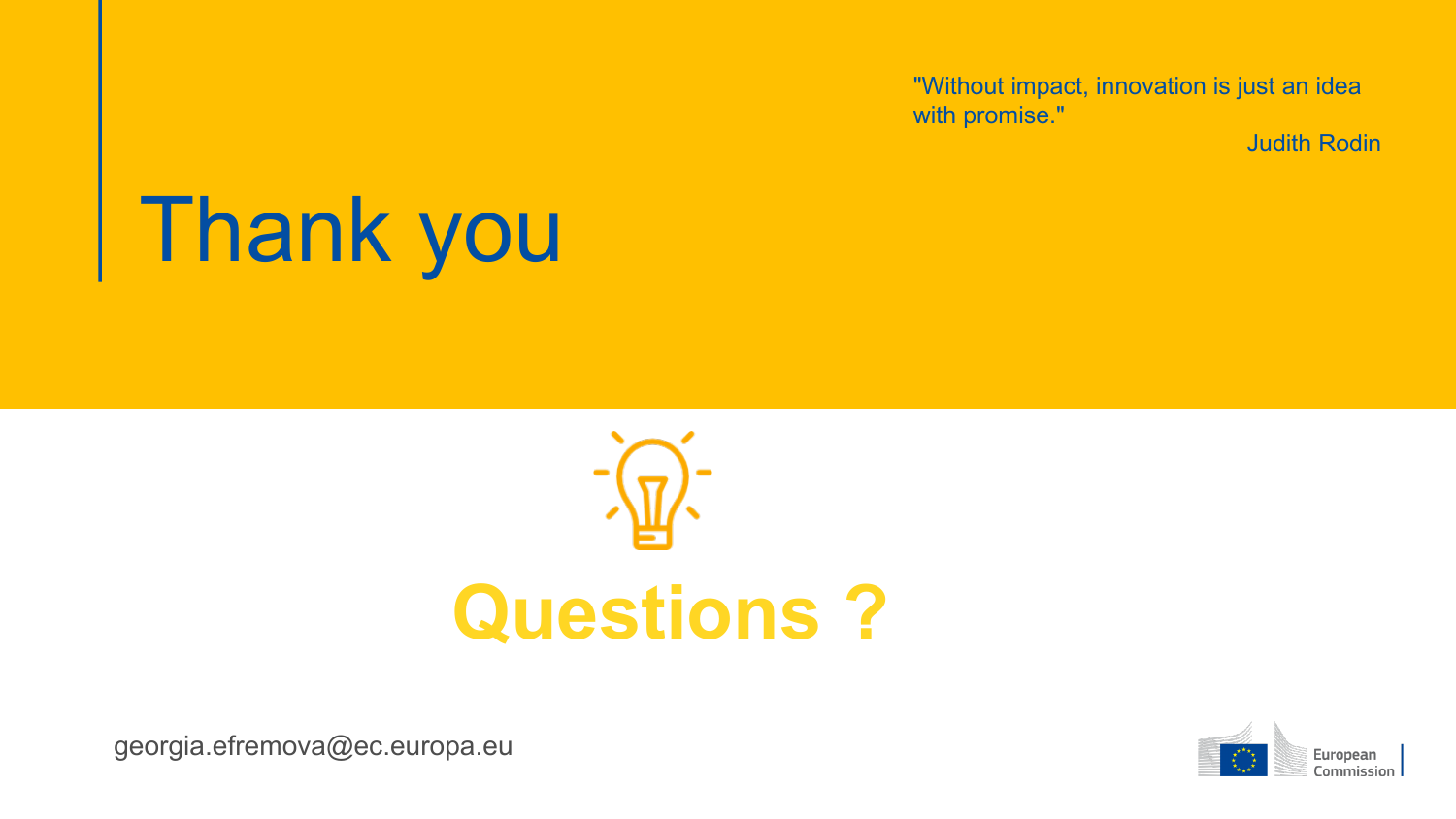"Without impact, innovation is just an idea with promise."

Judith Rodin

# Thank you

## Questions ?

georgia.efremova@ec.europa.eu

European Commission